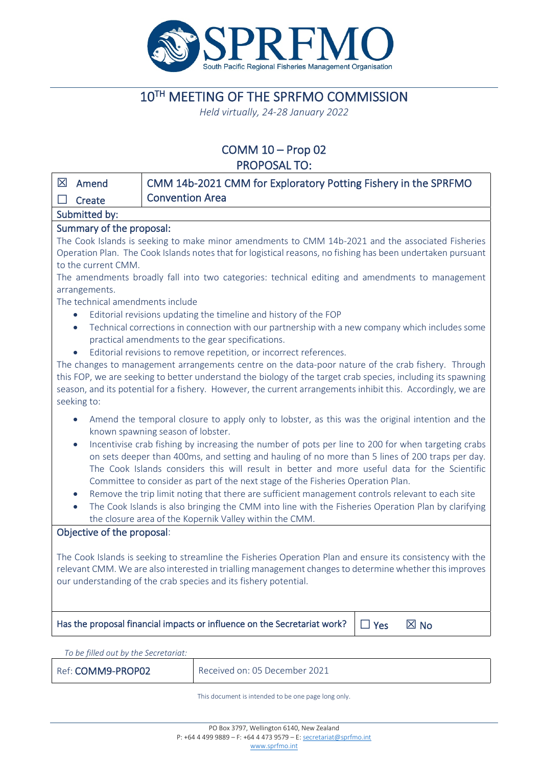# 10TH MEETING OF THE SPRFMO COMMISSION

*Held virtually, 24-28 January 2022*

## COMM 10 – Prop 02

## PROPOSAL TO:

| ☒ Amend<br>☐ Create | CMM 14b-2021 CMM for Exploratory Potting Fishery in the SPRFMO Convention Area |
|---|---|

**Submitted by:**

**Summary of the proposal:**

The Cook Islands is seeking to make minor amendments to CMM 14b-2021 and the associated Fisheries Operation Plan. The Cook Islands notes that for logistical reasons, no fishing has been undertaken pursuant to the current CMM.

The amendments broadly fall into two categories: technical editing and amendments to management arrangements.

The technical amendments include

- Editorial revisions updating the timeline and history of the FOP
- Technical corrections in connection with our partnership with a new company which includes some practical amendments to the gear specifications.
- Editorial revisions to remove repetition, or incorrect references.

The changes to management arrangements centre on the data-poor nature of the crab fishery. Through this FOP, we are seeking to better understand the biology of the target crab species, including its spawning season, and its potential for a fishery. However, the current arrangements inhibit this. Accordingly, we are seeking to:

- Amend the temporal closure to apply only to lobster, as this was the original intention and the known spawning season of lobster.
- Incentivise crab fishing by increasing the number of pots per line to 200 for when targeting crabs on sets deeper than 400ms, and setting and hauling of no more than 5 lines of 200 traps per day. The Cook Islands considers this will result in better and more useful data for the Scientific Committee to consider as part of the next stage of the Fisheries Operation Plan.
- Remove the trip limit noting that there are sufficient management controls relevant to each site
- The Cook Islands is also bringing the CMM into line with the Fisheries Operation Plan by clarifying the closure area of the Kopernik Valley within the CMM.

**Objective of the proposal:**

The Cook Islands is seeking to streamline the Fisheries Operation Plan and ensure its consistency with the relevant CMM. We are also interested in trialling management changes to determine whether this improves our understanding of the crab species and its fishery potential.

| Has the proposal financial impacts or influence on the Secretariat work? | ☐ Yes ☒ No |
|---|---|

*To be filled out by the Secretariat:*

| Ref: COMM9-PROP02 | Received on: 05 December 2021 |
|---|---|

This document is intended to be one page long only.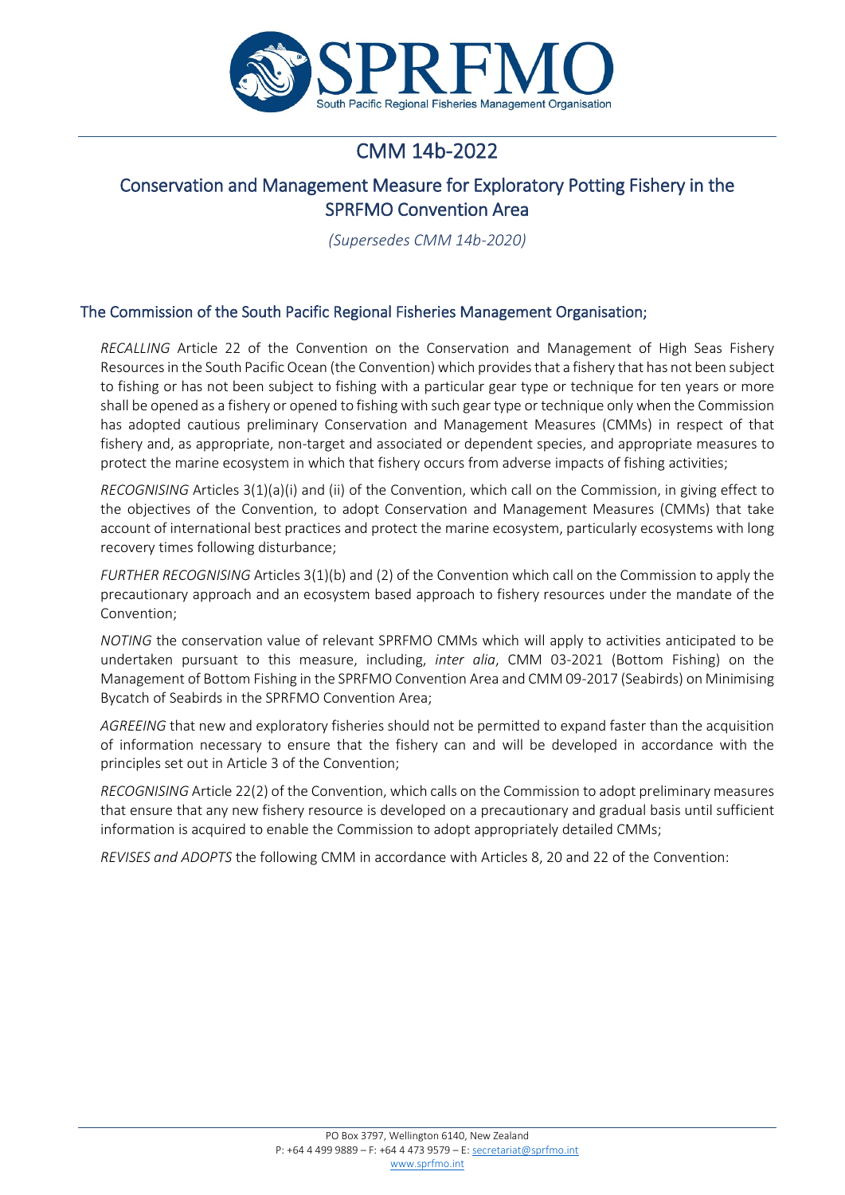# CMM 14b-2022

## Conservation and Management Measure for Exploratory Potting Fishery in the SPRFMO Convention Area

*(Supersedes CMM 14b-2020)*

### The Commission of the South Pacific Regional Fisheries Management Organisation;

*RECALLING* Article 22 of the Convention on the Conservation and Management of High Seas Fishery Resources in the South Pacific Ocean (the Convention) which provides that a fishery that has not been subject to fishing or has not been subject to fishing with a particular gear type or technique for ten years or more shall be opened as a fishery or opened to fishing with such gear type or technique only when the Commission has adopted cautious preliminary Conservation and Management Measures (CMMs) in respect of that fishery and, as appropriate, non-target and associated or dependent species, and appropriate measures to protect the marine ecosystem in which that fishery occurs from adverse impacts of fishing activities;

*RECOGNISING* Articles 3(1)(a)(i) and (ii) of the Convention, which call on the Commission, in giving effect to the objectives of the Convention, to adopt Conservation and Management Measures (CMMs) that take account of international best practices and protect the marine ecosystem, particularly ecosystems with long recovery times following disturbance;

*FURTHER RECOGNISING* Articles 3(1)(b) and (2) of the Convention which call on the Commission to apply the precautionary approach and an ecosystem based approach to fishery resources under the mandate of the Convention;

*NOTING* the conservation value of relevant SPRFMO CMMs which will apply to activities anticipated to be undertaken pursuant to this measure, including, *inter alia*, CMM 03-2021 (Bottom Fishing) on the Management of Bottom Fishing in the SPRFMO Convention Area and CMM 09-2017 (Seabirds) on Minimising Bycatch of Seabirds in the SPRFMO Convention Area;

*AGREEING* that new and exploratory fisheries should not be permitted to expand faster than the acquisition of information necessary to ensure that the fishery can and will be developed in accordance with the principles set out in Article 3 of the Convention;

*RECOGNISING* Article 22(2) of the Convention, which calls on the Commission to adopt preliminary measures that ensure that any new fishery resource is developed on a precautionary and gradual basis until sufficient information is acquired to enable the Commission to adopt appropriately detailed CMMs;

*REVISES and ADOPTS* the following CMM in accordance with Articles 8, 20 and 22 of the Convention: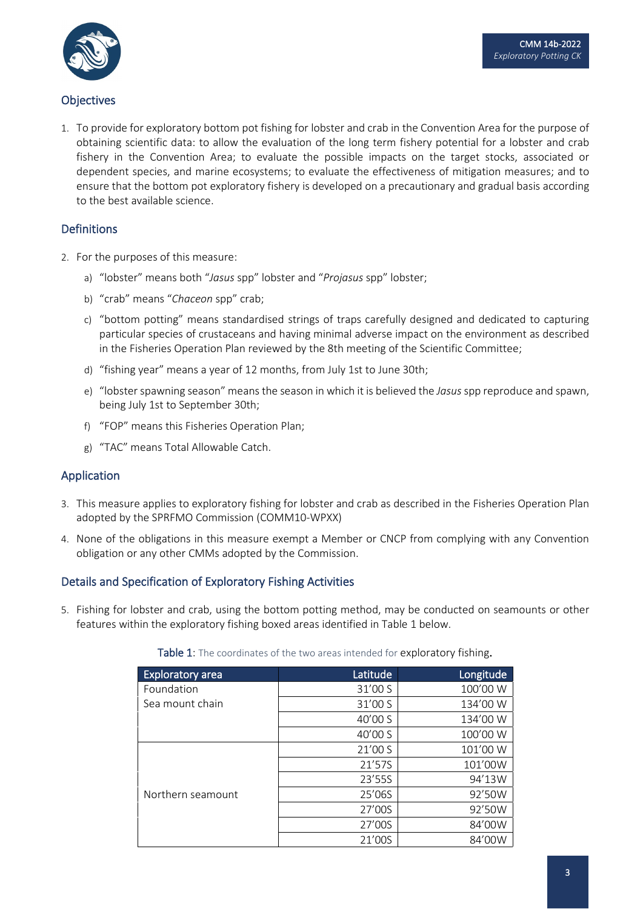## Objectives

1. To provide for exploratory bottom pot fishing for lobster and crab in the Convention Area for the purpose of obtaining scientific data: to allow the evaluation of the long term fishery potential for a lobster and crab fishery in the Convention Area; to evaluate the possible impacts on the target stocks, associated or dependent species, and marine ecosystems; to evaluate the effectiveness of mitigation measures; and to ensure that the bottom pot exploratory fishery is developed on a precautionary and gradual basis according to the best available science.

## Definitions

2. For the purposes of this measure:
   a) "lobster" means both "*Jasus* spp" lobster and "*Projasus* spp" lobster;
   b) "crab" means "*Chaceon* spp" crab;
   c) "bottom potting" means standardised strings of traps carefully designed and dedicated to capturing particular species of crustaceans and having minimal adverse impact on the environment as described in the Fisheries Operation Plan reviewed by the 8th meeting of the Scientific Committee;
   d) "fishing year" means a year of 12 months, from July 1st to June 30th;
   e) "lobster spawning season" means the season in which it is believed the *Jasus* spp reproduce and spawn, being July 1st to September 30th;
   f) "FOP" means this Fisheries Operation Plan;
   g) "TAC" means Total Allowable Catch.

## Application

3. This measure applies to exploratory fishing for lobster and crab as described in the Fisheries Operation Plan adopted by the SPRFMO Commission (COMM10-WPXX)
4. None of the obligations in this measure exempt a Member or CNCP from complying with any Convention obligation or any other CMMs adopted by the Commission.

## Details and Specification of Exploratory Fishing Activities

5. Fishing for lobster and crab, using the bottom potting method, may be conducted on seamounts or other features within the exploratory fishing boxed areas identified in Table 1 below.

**Table 1**: The coordinates of the two areas intended for exploratory fishing.

| Exploratory area | Latitude | Longitude |
|---|---|---|
| Foundation Sea mount chain | 31'00 S | 100'00 W |
| | 31'00 S | 134'00 W |
| | 40'00 S | 134'00 W |
| | 40'00 S | 100'00 W |
| Northern seamount | 21'00 S | 101'00 W |
| | 21'57S | 101'00W |
| | 23'55S | 94'13W |
| | 25'06S | 92'50W |
| | 27'00S | 92'50W |
| | 27'00S | 84'00W |
| | 21'00S | 84'00W |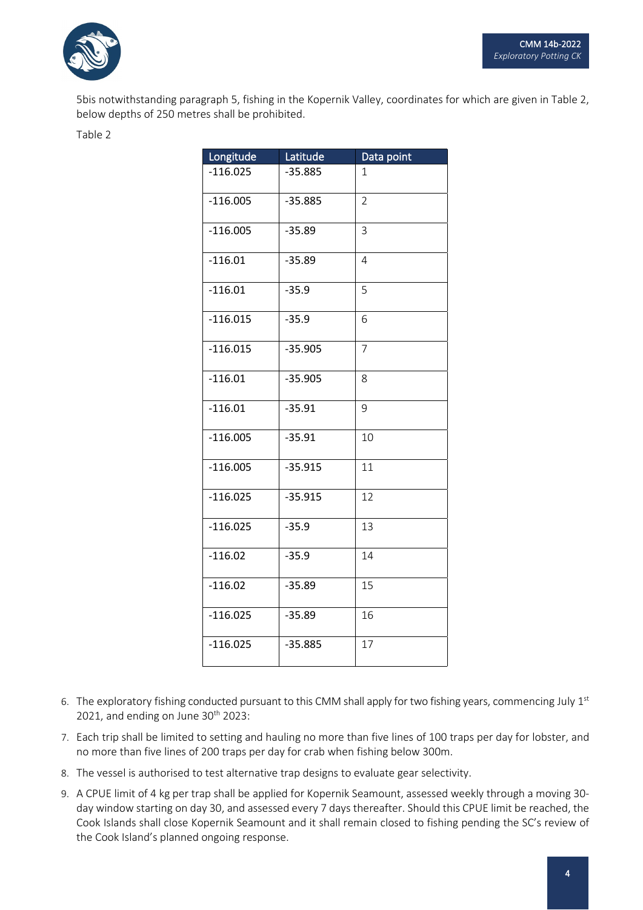5bis notwithstanding paragraph 5, fishing in the Kopernik Valley, coordinates for which are given in Table 2, below depths of 250 metres shall be prohibited.

Table 2

| Longitude | Latitude | Data point |
|---|---|---|
| -116.025 | -35.885 | 1 |
| -116.005 | -35.885 | 2 |
| -116.005 | -35.89 | 3 |
| -116.01 | -35.89 | 4 |
| -116.01 | -35.9 | 5 |
| -116.015 | -35.9 | 6 |
| -116.015 | -35.905 | 7 |
| -116.01 | -35.905 | 8 |
| -116.01 | -35.91 | 9 |
| -116.005 | -35.91 | 10 |
| -116.005 | -35.915 | 11 |
| -116.025 | -35.915 | 12 |
| -116.025 | -35.9 | 13 |
| -116.02 | -35.9 | 14 |
| -116.02 | -35.89 | 15 |
| -116.025 | -35.89 | 16 |
| -116.025 | -35.885 | 17 |

6. The exploratory fishing conducted pursuant to this CMM shall apply for two fishing years, commencing July 1st 2021, and ending on June 30th 2023:
7. Each trip shall be limited to setting and hauling no more than five lines of 100 traps per day for lobster, and no more than five lines of 200 traps per day for crab when fishing below 300m.
8. The vessel is authorised to test alternative trap designs to evaluate gear selectivity.
9. A CPUE limit of 4 kg per trap shall be applied for Kopernik Seamount, assessed weekly through a moving 30-day window starting on day 30, and assessed every 7 days thereafter. Should this CPUE limit be reached, the Cook Islands shall close Kopernik Seamount and it shall remain closed to fishing pending the SC's review of the Cook Island's planned ongoing response.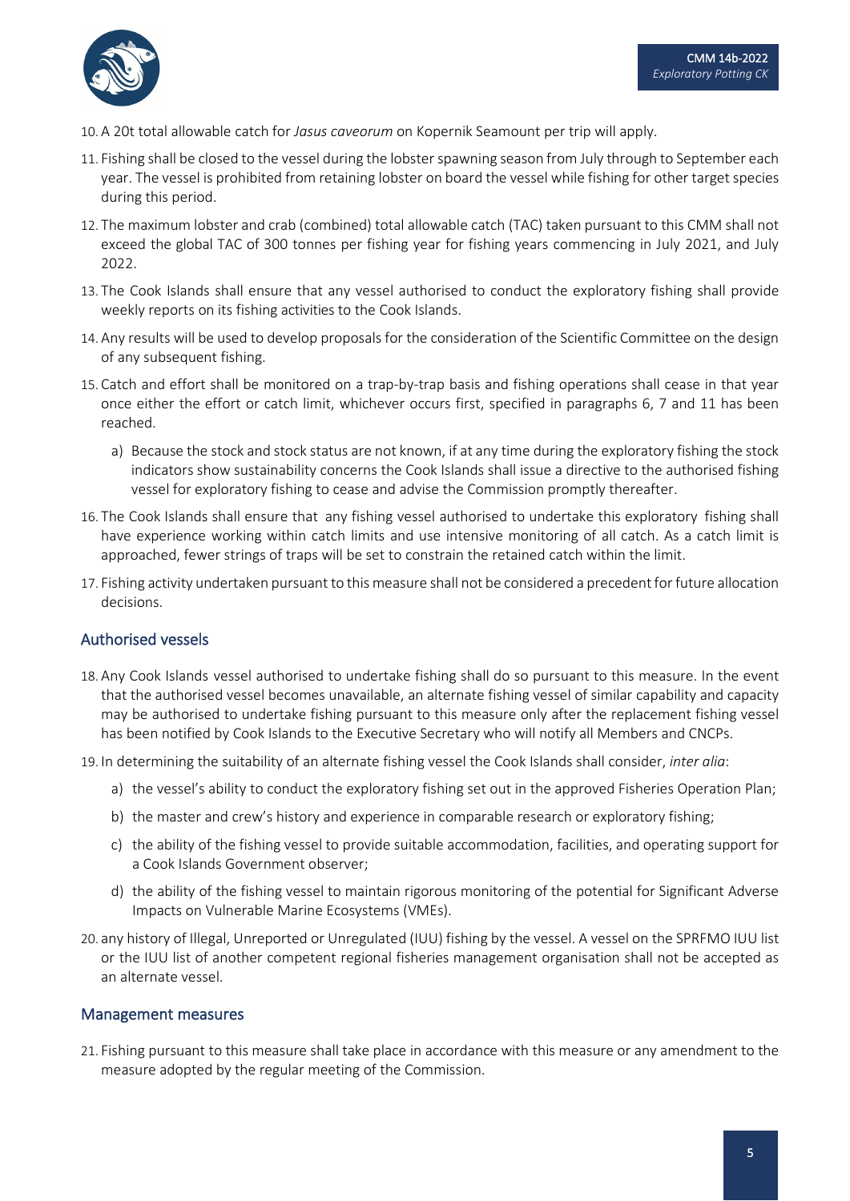10. A 20t total allowable catch for *Jasus caveorum* on Kopernik Seamount per trip will apply.

11. Fishing shall be closed to the vessel during the lobster spawning season from July through to September each year. The vessel is prohibited from retaining lobster on board the vessel while fishing for other target species during this period.

12. The maximum lobster and crab (combined) total allowable catch (TAC) taken pursuant to this CMM shall not exceed the global TAC of 300 tonnes per fishing year for fishing years commencing in July 2021, and July 2022.

13. The Cook Islands shall ensure that any vessel authorised to conduct the exploratory fishing shall provide weekly reports on its fishing activities to the Cook Islands.

14. Any results will be used to develop proposals for the consideration of the Scientific Committee on the design of any subsequent fishing.

15. Catch and effort shall be monitored on a trap-by-trap basis and fishing operations shall cease in that year once either the effort or catch limit, whichever occurs first, specified in paragraphs 6, 7 and 11 has been reached.
    a) Because the stock and stock status are not known, if at any time during the exploratory fishing the stock indicators show sustainability concerns the Cook Islands shall issue a directive to the authorised fishing vessel for exploratory fishing to cease and advise the Commission promptly thereafter.

16. The Cook Islands shall ensure that any fishing vessel authorised to undertake this exploratory fishing shall have experience working within catch limits and use intensive monitoring of all catch. As a catch limit is approached, fewer strings of traps will be set to constrain the retained catch within the limit.

17. Fishing activity undertaken pursuant to this measure shall not be considered a precedent for future allocation decisions.

## Authorised vessels

18. Any Cook Islands vessel authorised to undertake fishing shall do so pursuant to this measure. In the event that the authorised vessel becomes unavailable, an alternate fishing vessel of similar capability and capacity may be authorised to undertake fishing pursuant to this measure only after the replacement fishing vessel has been notified by Cook Islands to the Executive Secretary who will notify all Members and CNCPs.

19. In determining the suitability of an alternate fishing vessel the Cook Islands shall consider, *inter alia*:
    a) the vessel's ability to conduct the exploratory fishing set out in the approved Fisheries Operation Plan;
    b) the master and crew's history and experience in comparable research or exploratory fishing;
    c) the ability of the fishing vessel to provide suitable accommodation, facilities, and operating support for a Cook Islands Government observer;
    d) the ability of the fishing vessel to maintain rigorous monitoring of the potential for Significant Adverse Impacts on Vulnerable Marine Ecosystems (VMEs).

20. any history of Illegal, Unreported or Unregulated (IUU) fishing by the vessel. A vessel on the SPRFMO IUU list or the IUU list of another competent regional fisheries management organisation shall not be accepted as an alternate vessel.

## Management measures

21. Fishing pursuant to this measure shall take place in accordance with this measure or any amendment to the measure adopted by the regular meeting of the Commission.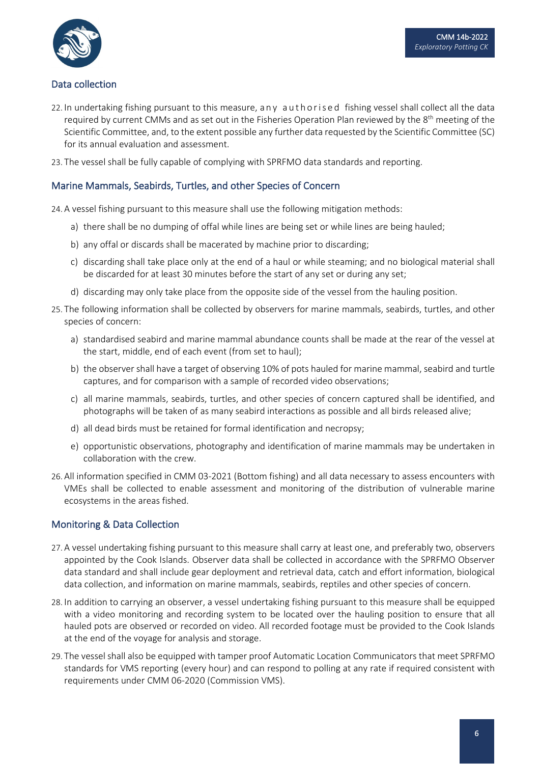## Data collection

22. In undertaking fishing pursuant to this measure, any authorised fishing vessel shall collect all the data required by current CMMs and as set out in the Fisheries Operation Plan reviewed by the 8th meeting of the Scientific Committee, and, to the extent possible any further data requested by the Scientific Committee (SC) for its annual evaluation and assessment.

23. The vessel shall be fully capable of complying with SPRFMO data standards and reporting.

## Marine Mammals, Seabirds, Turtles, and other Species of Concern

24. A vessel fishing pursuant to this measure shall use the following mitigation methods:

    a) there shall be no dumping of offal while lines are being set or while lines are being hauled;

    b) any offal or discards shall be macerated by machine prior to discarding;

    c) discarding shall take place only at the end of a haul or while steaming; and no biological material shall be discarded for at least 30 minutes before the start of any set or during any set;

    d) discarding may only take place from the opposite side of the vessel from the hauling position.

25. The following information shall be collected by observers for marine mammals, seabirds, turtles, and other species of concern:

    a) standardised seabird and marine mammal abundance counts shall be made at the rear of the vessel at the start, middle, end of each event (from set to haul);

    b) the observer shall have a target of observing 10% of pots hauled for marine mammal, seabird and turtle captures, and for comparison with a sample of recorded video observations;

    c) all marine mammals, seabirds, turtles, and other species of concern captured shall be identified, and photographs will be taken of as many seabird interactions as possible and all birds released alive;

    d) all dead birds must be retained for formal identification and necropsy;

    e) opportunistic observations, photography and identification of marine mammals may be undertaken in collaboration with the crew.

26. All information specified in CMM 03-2021 (Bottom fishing) and all data necessary to assess encounters with VMEs shall be collected to enable assessment and monitoring of the distribution of vulnerable marine ecosystems in the areas fished.

## Monitoring & Data Collection

27. A vessel undertaking fishing pursuant to this measure shall carry at least one, and preferably two, observers appointed by the Cook Islands. Observer data shall be collected in accordance with the SPRFMO Observer data standard and shall include gear deployment and retrieval data, catch and effort information, biological data collection, and information on marine mammals, seabirds, reptiles and other species of concern.

28. In addition to carrying an observer, a vessel undertaking fishing pursuant to this measure shall be equipped with a video monitoring and recording system to be located over the hauling position to ensure that all hauled pots are observed or recorded on video. All recorded footage must be provided to the Cook Islands at the end of the voyage for analysis and storage.

29. The vessel shall also be equipped with tamper proof Automatic Location Communicators that meet SPRFMO standards for VMS reporting (every hour) and can respond to polling at any rate if required consistent with requirements under CMM 06-2020 (Commission VMS).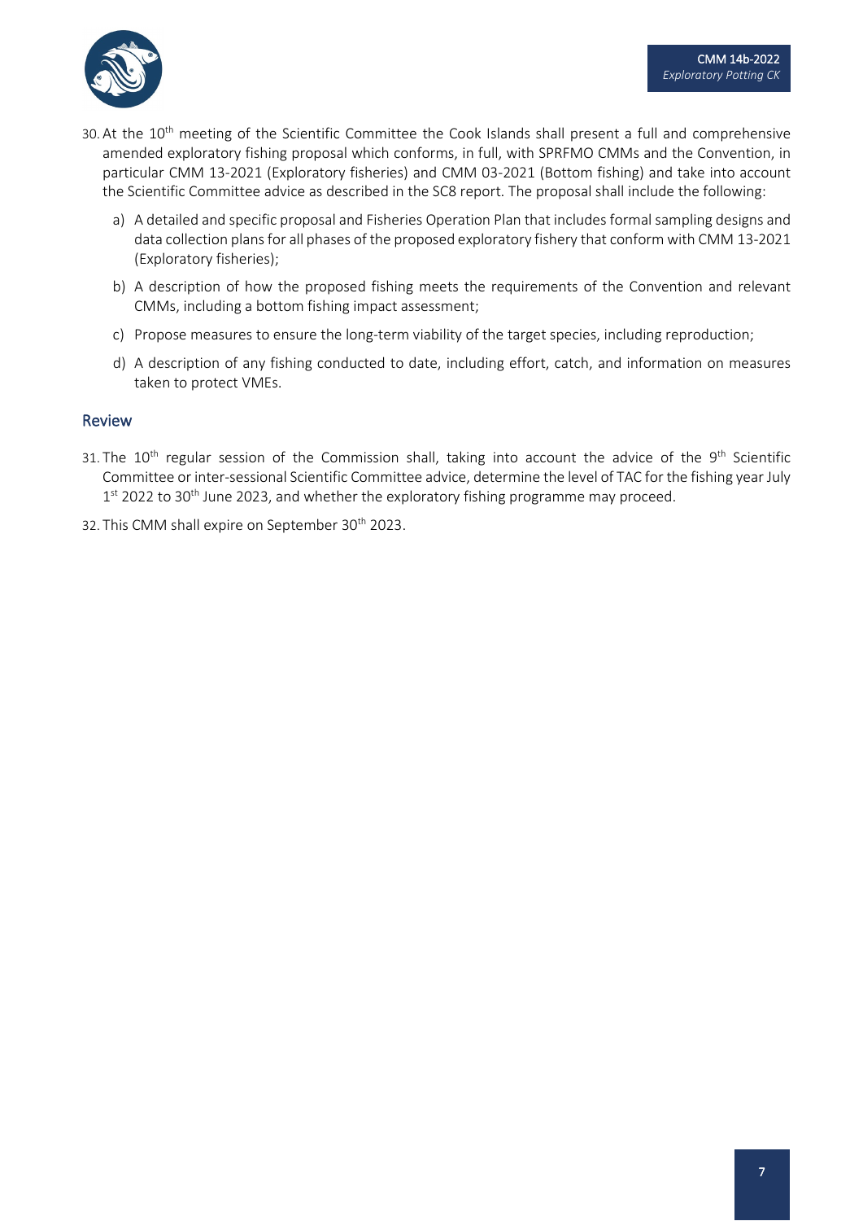30. At the 10th meeting of the Scientific Committee the Cook Islands shall present a full and comprehensive amended exploratory fishing proposal which conforms, in full, with SPRFMO CMMs and the Convention, in particular CMM 13-2021 (Exploratory fisheries) and CMM 03-2021 (Bottom fishing) and take into account the Scientific Committee advice as described in the SC8 report. The proposal shall include the following:

    a) A detailed and specific proposal and Fisheries Operation Plan that includes formal sampling designs and data collection plans for all phases of the proposed exploratory fishery that conform with CMM 13-2021 (Exploratory fisheries);

    b) A description of how the proposed fishing meets the requirements of the Convention and relevant CMMs, including a bottom fishing impact assessment;

    c) Propose measures to ensure the long-term viability of the target species, including reproduction;

    d) A description of any fishing conducted to date, including effort, catch, and information on measures taken to protect VMEs.

## Review

31. The 10th regular session of the Commission shall, taking into account the advice of the 9th Scientific Committee or inter-sessional Scientific Committee advice, determine the level of TAC for the fishing year July 1st 2022 to 30th June 2023, and whether the exploratory fishing programme may proceed.

32. This CMM shall expire on September 30th 2023.